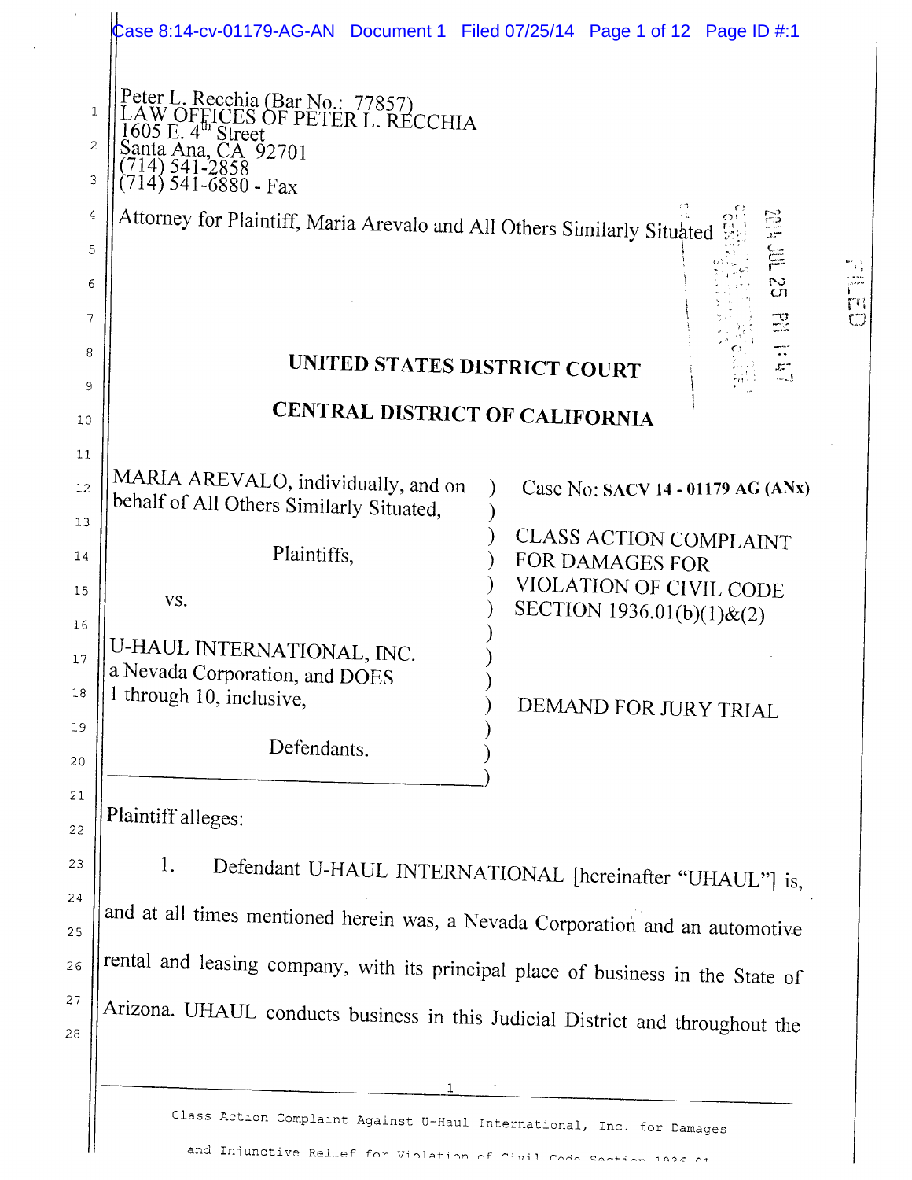Peter L. Recchia (Bar No.: 77857)
LAW OFFICES OF PETER L. RECCHIA
1605 E. 4th Street
Santa Ana, CA 92701
(714) 541-2858
(714) 541-6880 - Fax

Attorney for Plaintiff, Maria Arevalo and All Others Similarly Situated

FILED
2014 JUL 25 PM 1:47

**UNITED STATES DISTRICT COURT**

**CENTRAL DISTRICT OF CALIFORNIA**

| | |
|---|---|
| MARIA AREVALO, individually, and on behalf of All Others Similarly Situated,<br><br>Plaintiffs,<br><br>vs.<br><br>U-HAUL INTERNATIONAL, INC. a Nevada Corporation, and DOES 1 through 10, inclusive,<br><br>Defendants. | Case No: **SACV 14 - 01179 AG (ANx)**<br><br>CLASS ACTION COMPLAINT FOR DAMAGES FOR VIOLATION OF CIVIL CODE SECTION 1936.01(b)(1)&(2)<br><br>DEMAND FOR JURY TRIAL |

Plaintiff alleges:

1. Defendant U-HAUL INTERNATIONAL [hereinafter "UHAUL"] is, and at all times mentioned herein was, a Nevada Corporation and an automotive rental and leasing company, with its principal place of business in the State of Arizona. UHAUL conducts business in this Judicial District and throughout the

Class Action Complaint Against U-Haul International, Inc. for Damages and Injunctive Relief for Violation of Civil Code Section 1936.01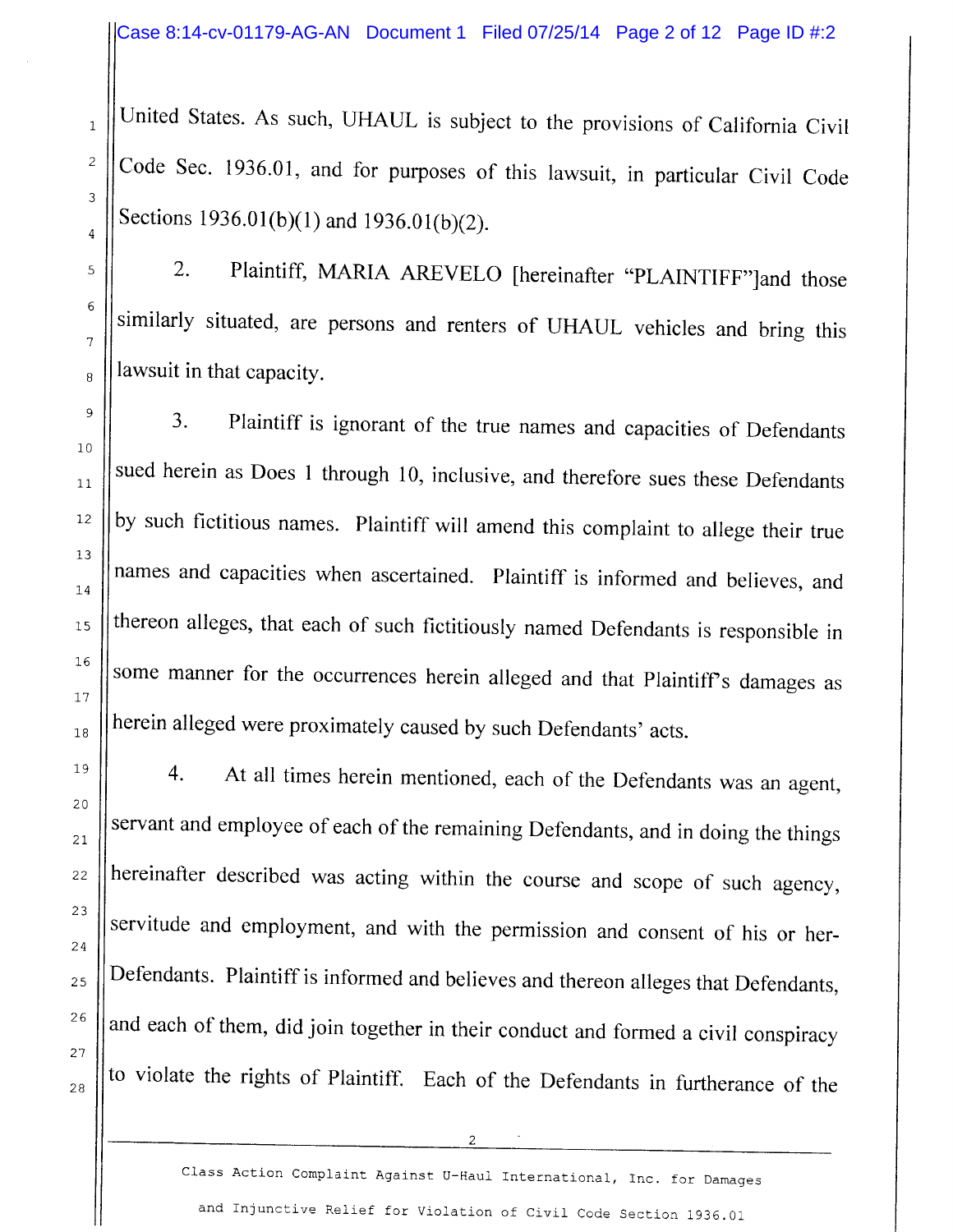United States. As such, UHAUL is subject to the provisions of California Civil Code Sec. 1936.01, and for purposes of this lawsuit, in particular Civil Code Sections 1936.01(b)(1) and 1936.01(b)(2).

2. Plaintiff, MARIA AREVELO [hereinafter "PLAINTIFF"]and those similarly situated, are persons and renters of UHAUL vehicles and bring this lawsuit in that capacity.

3. Plaintiff is ignorant of the true names and capacities of Defendants sued herein as Does 1 through 10, inclusive, and therefore sues these Defendants by such fictitious names. Plaintiff will amend this complaint to allege their true names and capacities when ascertained. Plaintiff is informed and believes, and thereon alleges, that each of such fictitiously named Defendants is responsible in some manner for the occurrences herein alleged and that Plaintiff's damages as herein alleged were proximately caused by such Defendants' acts.

4. At all times herein mentioned, each of the Defendants was an agent, servant and employee of each of the remaining Defendants, and in doing the things hereinafter described was acting within the course and scope of such agency, servitude and employment, and with the permission and consent of his or her-Defendants. Plaintiff is informed and believes and thereon alleges that Defendants, and each of them, did join together in their conduct and formed a civil conspiracy to violate the rights of Plaintiff. Each of the Defendants in furtherance of the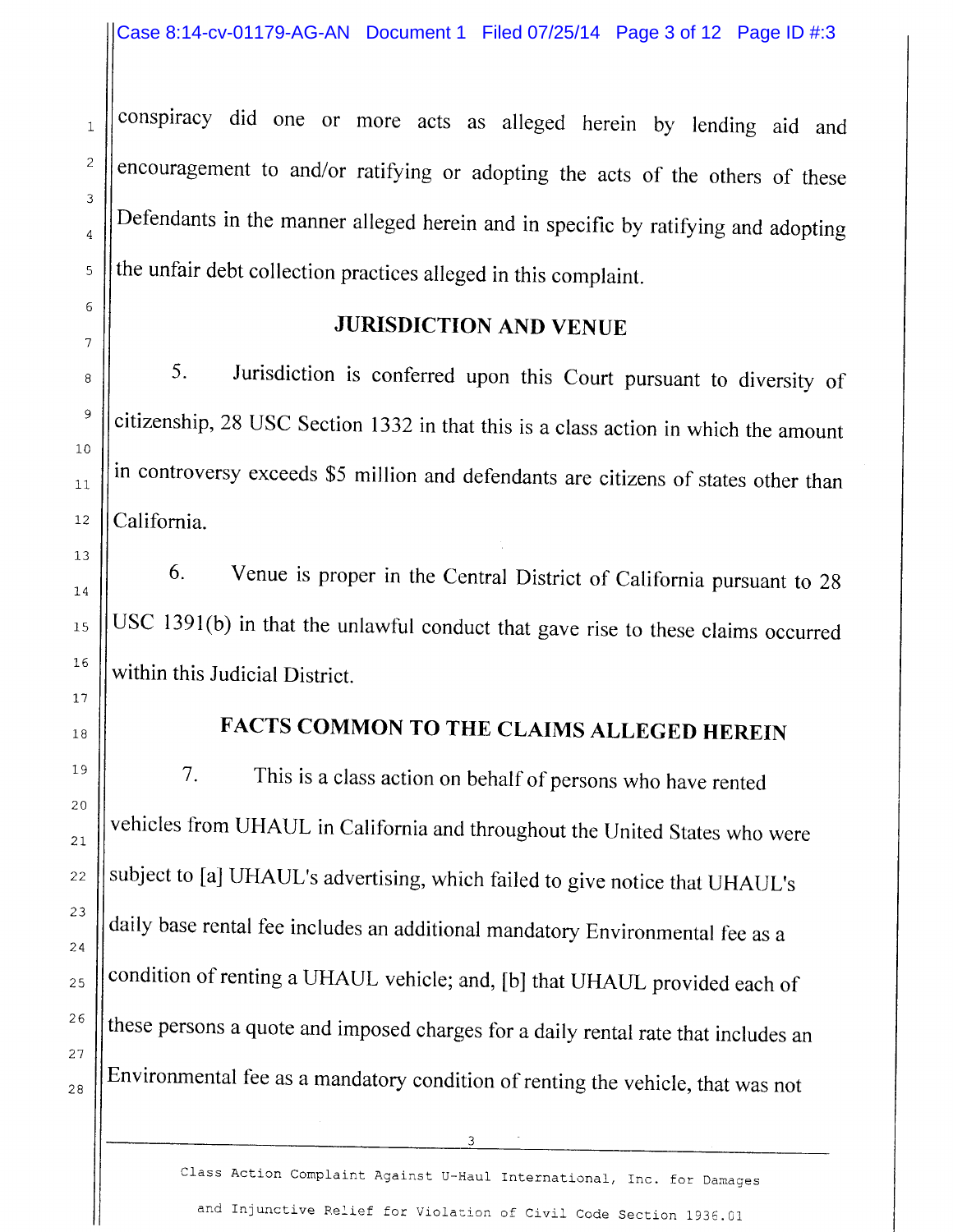conspiracy did one or more acts as alleged herein by lending aid and encouragement to and/or ratifying or adopting the acts of the others of these Defendants in the manner alleged herein and in specific by ratifying and adopting the unfair debt collection practices alleged in this complaint.

## JURISDICTION AND VENUE

5. Jurisdiction is conferred upon this Court pursuant to diversity of citizenship, 28 USC Section 1332 in that this is a class action in which the amount in controversy exceeds $5 million and defendants are citizens of states other than California.

6. Venue is proper in the Central District of California pursuant to 28 USC 1391(b) in that the unlawful conduct that gave rise to these claims occurred within this Judicial District.

## FACTS COMMON TO THE CLAIMS ALLEGED HEREIN

7. This is a class action on behalf of persons who have rented vehicles from UHAUL in California and throughout the United States who were subject to [a] UHAUL's advertising, which failed to give notice that UHAUL's daily base rental fee includes an additional mandatory Environmental fee as a condition of renting a UHAUL vehicle; and, [b] that UHAUL provided each of these persons a quote and imposed charges for a daily rental rate that includes an Environmental fee as a mandatory condition of renting the vehicle, that was not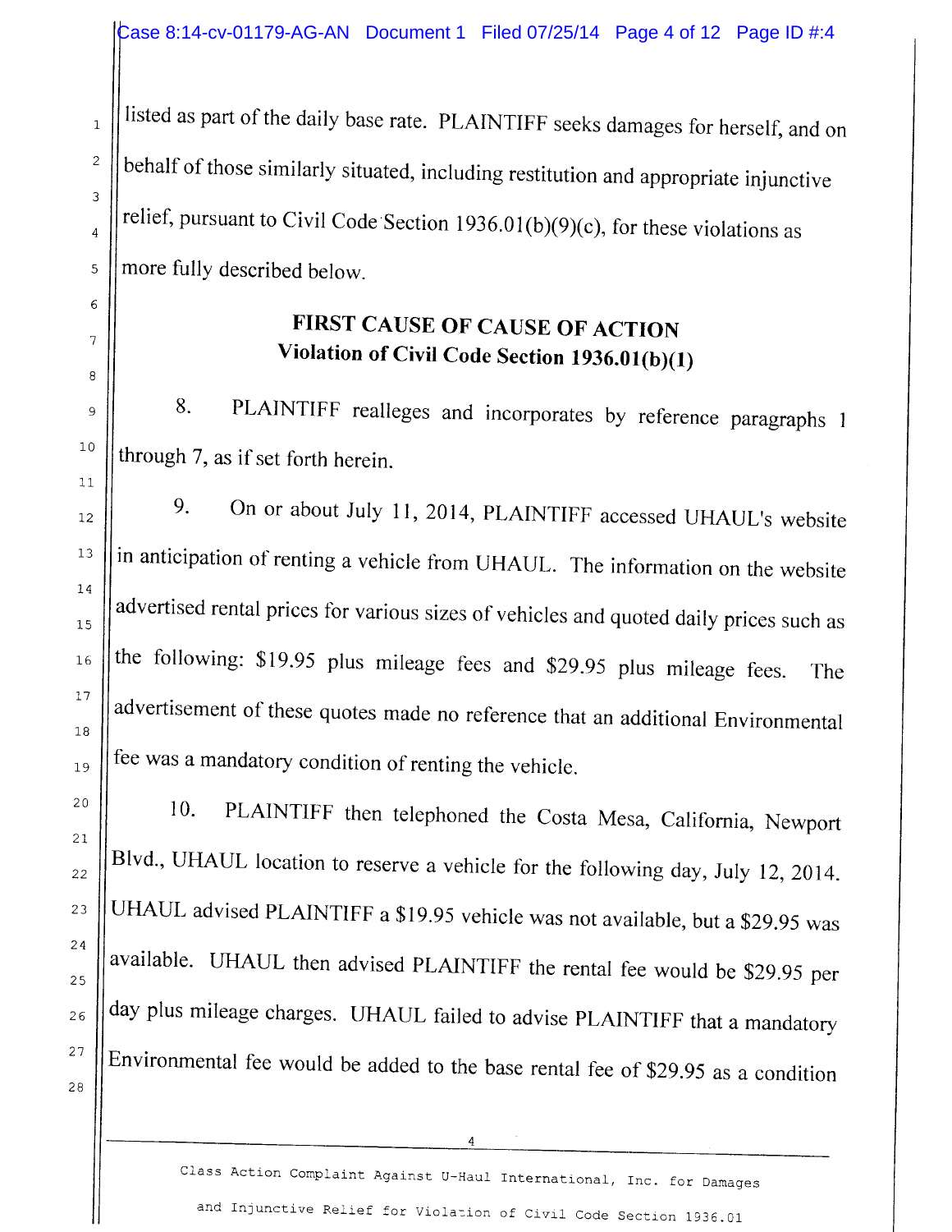listed as part of the daily base rate. PLAINTIFF seeks damages for herself, and on behalf of those similarly situated, including restitution and appropriate injunctive relief, pursuant to Civil Code Section 1936.01(b)(9)(c), for these violations as more fully described below.

## FIRST CAUSE OF CAUSE OF ACTION
## Violation of Civil Code Section 1936.01(b)(1)

8. PLAINTIFF realleges and incorporates by reference paragraphs 1 through 7, as if set forth herein.

9. On or about July 11, 2014, PLAINTIFF accessed UHAUL's website in anticipation of renting a vehicle from UHAUL. The information on the website advertised rental prices for various sizes of vehicles and quoted daily prices such as the following: $19.95 plus mileage fees and $29.95 plus mileage fees. The advertisement of these quotes made no reference that an additional Environmental fee was a mandatory condition of renting the vehicle.

10. PLAINTIFF then telephoned the Costa Mesa, California, Newport Blvd., UHAUL location to reserve a vehicle for the following day, July 12, 2014. UHAUL advised PLAINTIFF a $19.95 vehicle was not available, but a $29.95 was available. UHAUL then advised PLAINTIFF the rental fee would be $29.95 per day plus mileage charges. UHAUL failed to advise PLAINTIFF that a mandatory Environmental fee would be added to the base rental fee of $29.95 as a condition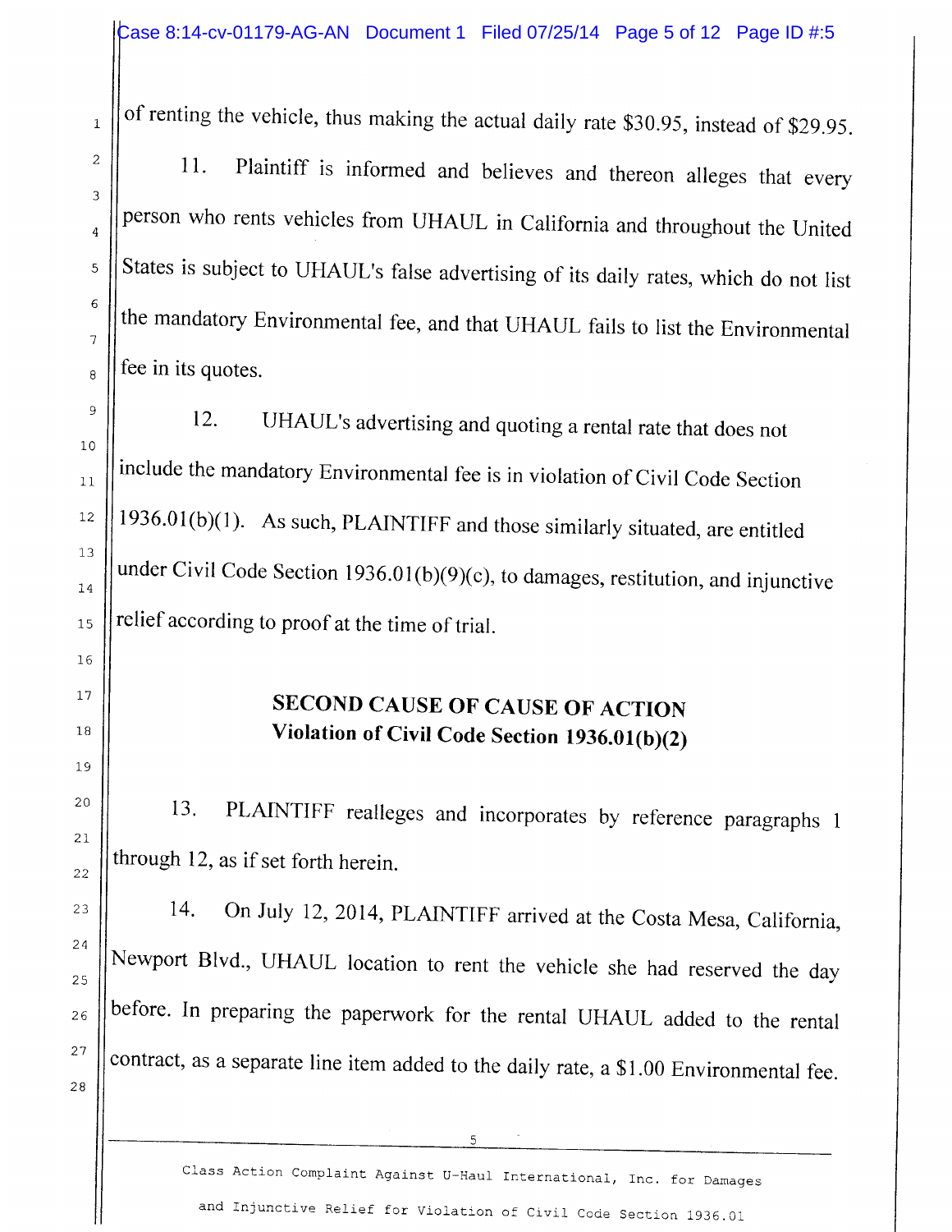of renting the vehicle, thus making the actual daily rate $30.95, instead of $29.95.

11. Plaintiff is informed and believes and thereon alleges that every person who rents vehicles from UHAUL in California and throughout the United States is subject to UHAUL's false advertising of its daily rates, which do not list the mandatory Environmental fee, and that UHAUL fails to list the Environmental fee in its quotes.

12. UHAUL's advertising and quoting a rental rate that does not include the mandatory Environmental fee is in violation of Civil Code Section 1936.01(b)(1). As such, PLAINTIFF and those similarly situated, are entitled under Civil Code Section 1936.01(b)(9)(c), to damages, restitution, and injunctive relief according to proof at the time of trial.

## SECOND CAUSE OF CAUSE OF ACTION
## Violation of Civil Code Section 1936.01(b)(2)

13. PLAINTIFF realleges and incorporates by reference paragraphs 1 through 12, as if set forth herein.

14. On July 12, 2014, PLAINTIFF arrived at the Costa Mesa, California, Newport Blvd., UHAUL location to rent the vehicle she had reserved the day before. In preparing the paperwork for the rental UHAUL added to the rental contract, as a separate line item added to the daily rate, a $1.00 Environmental fee.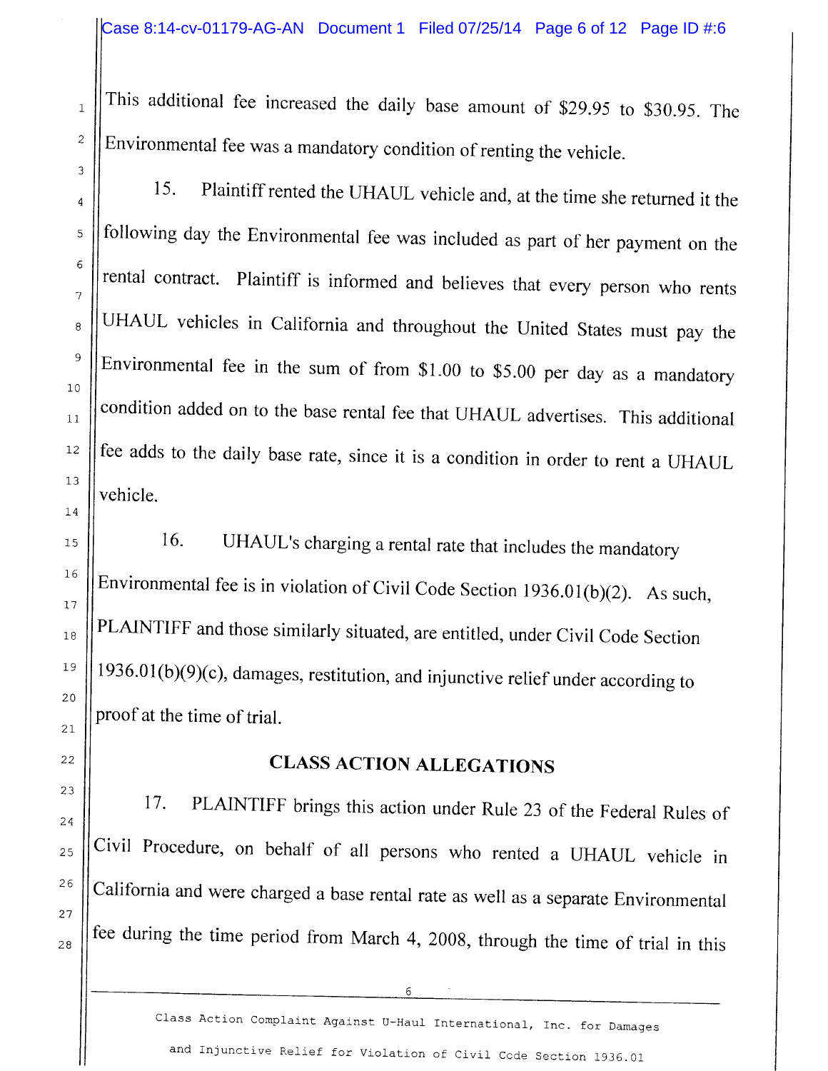This additional fee increased the daily base amount of $29.95 to $30.95. The Environmental fee was a mandatory condition of renting the vehicle.

15. Plaintiff rented the UHAUL vehicle and, at the time she returned it the following day the Environmental fee was included as part of her payment on the rental contract. Plaintiff is informed and believes that every person who rents UHAUL vehicles in California and throughout the United States must pay the Environmental fee in the sum of from $1.00 to $5.00 per day as a mandatory condition added on to the base rental fee that UHAUL advertises. This additional fee adds to the daily base rate, since it is a condition in order to rent a UHAUL vehicle.

16. UHAUL's charging a rental rate that includes the mandatory Environmental fee is in violation of Civil Code Section 1936.01(b)(2). As such, PLAINTIFF and those similarly situated, are entitled, under Civil Code Section 1936.01(b)(9)(c), damages, restitution, and injunctive relief under according to proof at the time of trial.

## CLASS ACTION ALLEGATIONS

17. PLAINTIFF brings this action under Rule 23 of the Federal Rules of Civil Procedure, on behalf of all persons who rented a UHAUL vehicle in California and were charged a base rental rate as well as a separate Environmental fee during the time period from March 4, 2008, through the time of trial in this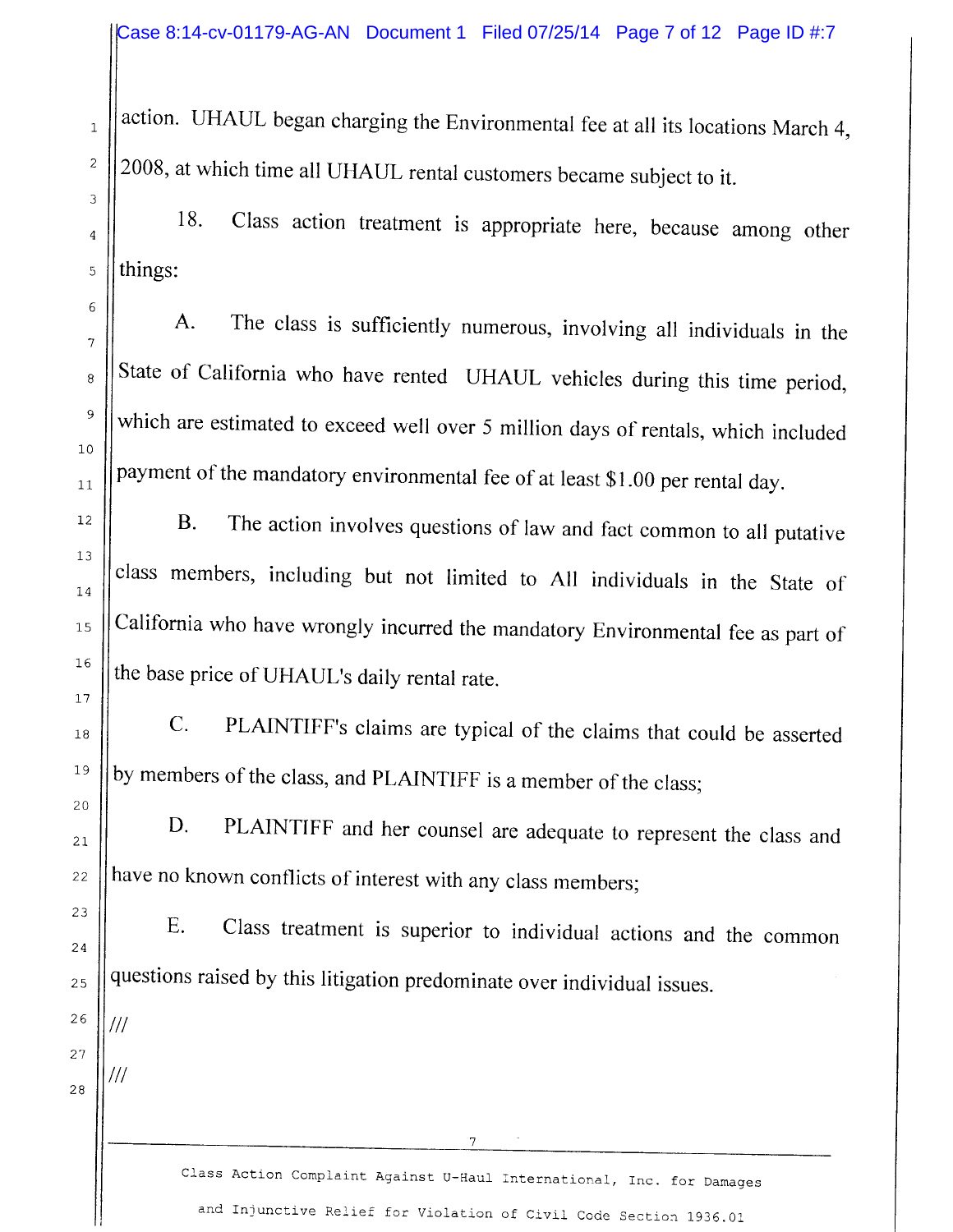action. UHAUL began charging the Environmental fee at all its locations March 4, 2008, at which time all UHAUL rental customers became subject to it.

18. Class action treatment is appropriate here, because among other things:

A. The class is sufficiently numerous, involving all individuals in the State of California who have rented UHAUL vehicles during this time period, which are estimated to exceed well over 5 million days of rentals, which included payment of the mandatory environmental fee of at least $1.00 per rental day.

B. The action involves questions of law and fact common to all putative class members, including but not limited to All individuals in the State of California who have wrongly incurred the mandatory Environmental fee as part of the base price of UHAUL's daily rental rate.

C. PLAINTIFF's claims are typical of the claims that could be asserted by members of the class, and PLAINTIFF is a member of the class;

D. PLAINTIFF and her counsel are adequate to represent the class and have no known conflicts of interest with any class members;

E. Class treatment is superior to individual actions and the common questions raised by this litigation predominate over individual issues.

///

///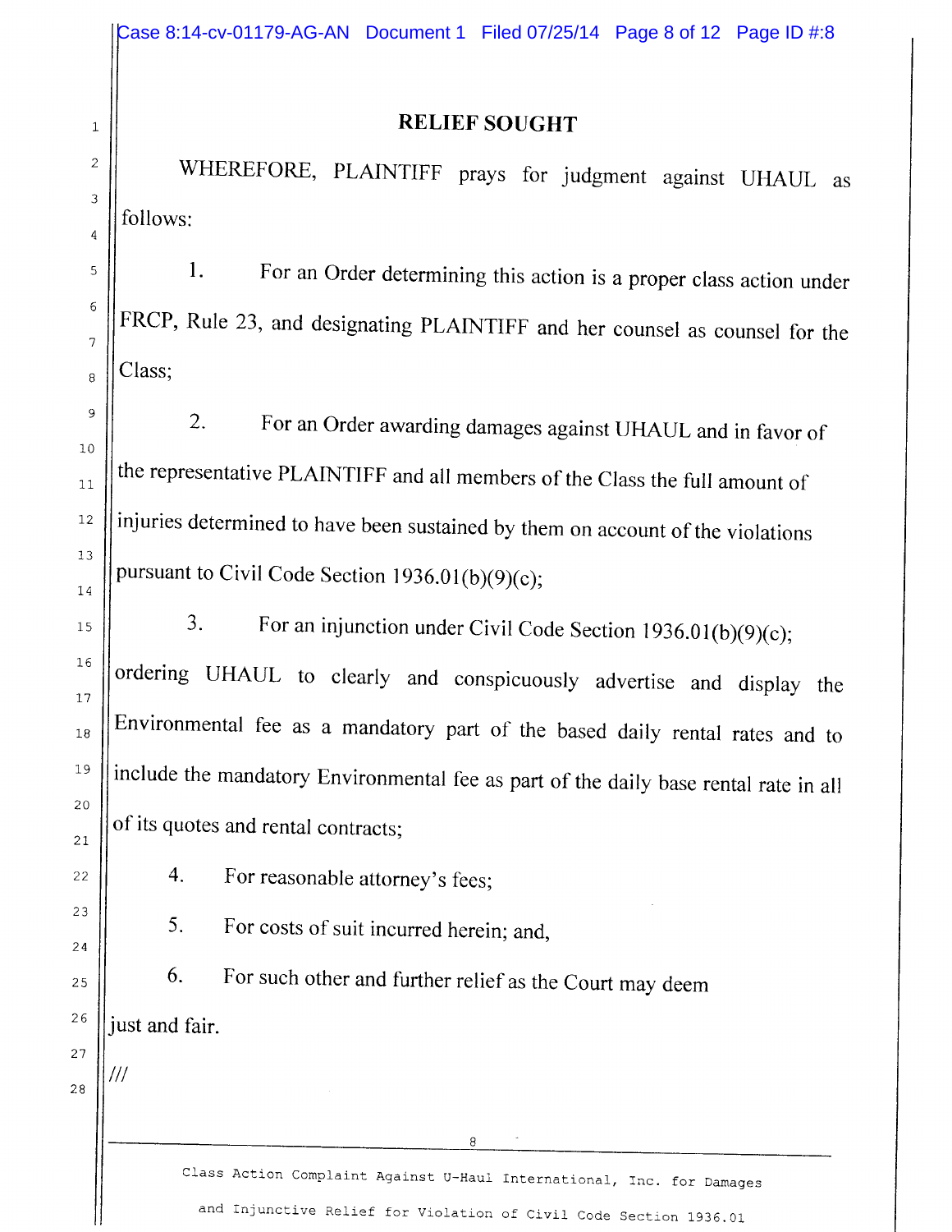## RELIEF SOUGHT

WHEREFORE, PLAINTIFF prays for judgment against UHAUL as follows:

1. For an Order determining this action is a proper class action under FRCP, Rule 23, and designating PLAINTIFF and her counsel as counsel for the Class;

2. For an Order awarding damages against UHAUL and in favor of the representative PLAINTIFF and all members of the Class the full amount of injuries determined to have been sustained by them on account of the violations pursuant to Civil Code Section 1936.01(b)(9)(c);

3. For an injunction under Civil Code Section 1936.01(b)(9)(c); ordering UHAUL to clearly and conspicuously advertise and display the Environmental fee as a mandatory part of the based daily rental rates and to include the mandatory Environmental fee as part of the daily base rental rate in all of its quotes and rental contracts;

4. For reasonable attorney's fees;

5. For costs of suit incurred herein; and,

6. For such other and further relief as the Court may deem just and fair.

///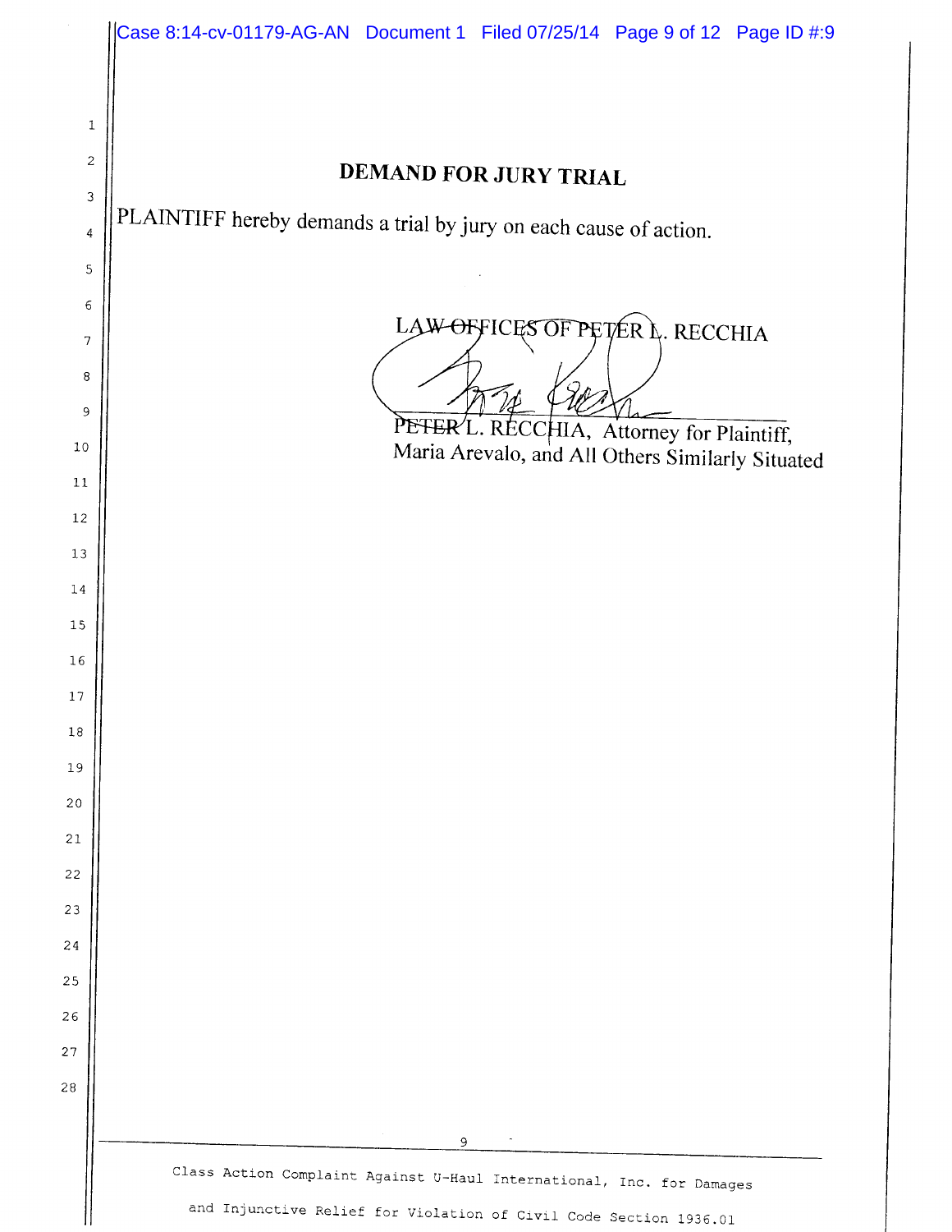## DEMAND FOR JURY TRIAL

PLAINTIFF hereby demands a trial by jury on each cause of action.

LAW OFFICES OF PETER L. RECCHIA

PETER L. RECCHIA, Attorney for Plaintiff,
Maria Arevalo, and All Others Similarly Situated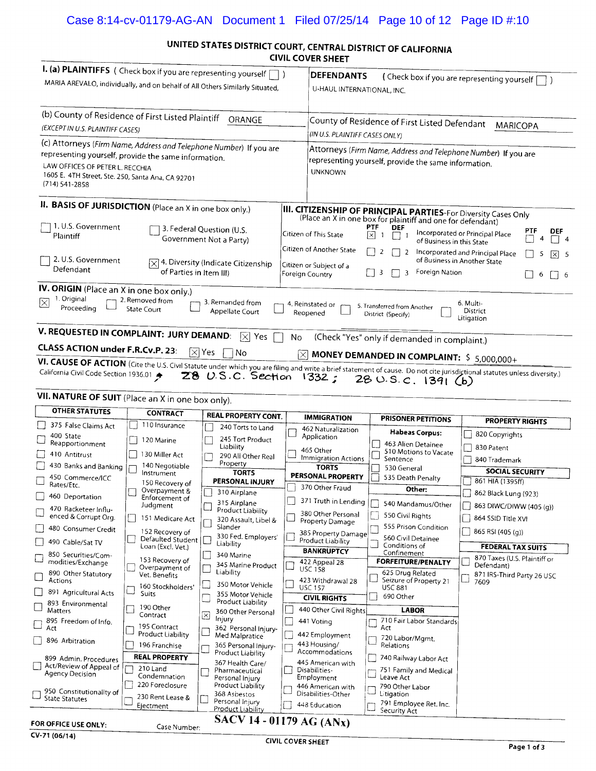# UNITED STATES DISTRICT COURT, CENTRAL DISTRICT OF CALIFORNIA
## CIVIL COVER SHEET

**I. (a) PLAINTIFFS** ( Check box if you are representing yourself ☐ )
MARIA AREVALO, individually, and on behalf of All Others Similarly Situated,

**DEFENDANTS** ( Check box if you are representing yourself ☐ )
U-HAUL INTERNATIONAL, INC.

(b) County of Residence of First Listed Plaintiff: ORANGE
*(EXCEPT IN U.S. PLAINTIFF CASES)*

County of Residence of First Listed Defendant: MARICOPA
*(IN U.S. PLAINTIFF CASES ONLY)*

(c) Attorneys *(Firm Name, Address and Telephone Number)* If you are representing yourself, provide the same information.
LAW OFFICES OF PETER L. RECCHIA
1605 E. 4TH Street, Ste. 250, Santa Ana, CA 92701
(714) 541-2858

Attorneys *(Firm Name, Address and Telephone Number)* If you are representing yourself, provide the same information.
UNKNOWN

**II. BASIS OF JURISDICTION** (Place an X in one box only.)

- ☐ 1. U.S. Government Plaintiff
- ☐ 3. Federal Question (U.S. Government Not a Party)
- ☐ 2. U.S. Government Defendant
- ☒ 4. Diversity (Indicate Citizenship of Parties in Item III)

**III. CITIZENSHIP OF PRINCIPAL PARTIES**-For Diversity Cases Only (Place an X in one box for plaintiff and one for defendant)

| | PTF | DEF | | PTF | DEF |
|---|---|---|---|---|---|
| Citizen of This State | ☒ 1 | ☐ 1 | Incorporated or Principal Place of Business in this State | ☐ 4 | ☐ 4 |
| Citizen of Another State | ☐ 2 | ☐ 2 | Incorporated and Principal Place of Business in Another State | ☐ 5 | ☒ 5 |
| Citizen or Subject of a Foreign Country | ☐ 3 | ☐ 3 | Foreign Nation | ☐ 6 | ☐ 6 |

**IV. ORIGIN** (Place an X in one box only.)

☒ 1. Original Proceeding ☐ 2. Removed from State Court ☐ 3. Remanded from Appellate Court ☐ 4. Reinstated or Reopened ☐ 5. Transferred from Another District (Specify) ☐ 6. Multi-District Litigation

**V. REQUESTED IN COMPLAINT: JURY DEMAND:** ☒ Yes ☐ No (Check "Yes" only if demanded in complaint.)

**CLASS ACTION under F.R.Cv.P. 23:** ☒ Yes ☐ No ☒ **MONEY DEMANDED IN COMPLAINT:** $ 5,000,000+

**VI. CAUSE OF ACTION** (Cite the U.S. Civil Statute under which you are filing and write a brief statement of cause. Do not cite jurisdictional statutes unless diversity.)
California Civil Code Section 1936.01 ; 28 U.S.C. Section 1332 ; 28 U.S.C. 1391 (b)

**VII. NATURE OF SUIT** (Place an X in one box only).

| OTHER STATUTES | CONTRACT | REAL PROPERTY CONT. | IMMIGRATION | PRISONER PETITIONS | PROPERTY RIGHTS |
|---|---|---|---|---|---|
| ☐ 375 False Claims Act | ☐ 110 Insurance | ☐ 240 Torts to Land | ☐ 462 Naturalization Application | **Habeas Corpus:** | ☐ 820 Copyrights |
| ☐ 400 State Reapportionment | ☐ 120 Marine | ☐ 245 Tort Product Liability | ☐ 465 Other Immigration Actions | ☐ 463 Alien Detainee | ☐ 830 Patent |
| ☐ 410 Antitrust | ☐ 130 Miller Act | ☐ 290 All Other Real Property | **TORTS PERSONAL PROPERTY** | ☐ 510 Motions to Vacate Sentence | ☐ 840 Trademark |
| ☐ 430 Banks and Banking | ☐ 140 Negotiable Instrument | **TORTS PERSONAL INJURY** | ☐ 370 Other Fraud | ☐ 530 General | **SOCIAL SECURITY** |
| ☐ 450 Commerce/ICC Rates/Etc. | ☐ 150 Recovery of Overpayment & Enforcement of Judgment | ☐ 310 Airplane | ☐ 371 Truth in Lending | ☐ 535 Death Penalty | ☐ 861 HIA (1395ff) |
| ☐ 460 Deportation | ☐ 151 Medicare Act | ☐ 315 Airplane Product Liability | ☐ 380 Other Personal Property Damage | **Other:** | ☐ 862 Black Lung (923) |
| ☐ 470 Racketeer Influenced & Corrupt Org. | ☐ 152 Recovery of Defaulted Student Loan (Excl. Vet.) | ☐ 320 Assault, Libel & Slander | ☐ 385 Property Damage Product Liability | ☐ 540 Mandamus/Other | ☐ 863 DIWC/DIWW (405 (g)) |
| ☐ 480 Consumer Credit | ☐ 153 Recovery of Overpayment of Vet. Benefits | ☐ 330 Fed. Employers' Liability | **BANKRUPTCY** | ☐ 550 Civil Rights | ☐ 864 SSID Title XVI |
| ☐ 490 Cable/Sat TV | ☐ 160 Stockholders' Suits | ☐ 340 Marine | ☐ 422 Appeal 28 USC 158 | ☐ 555 Prison Condition | ☐ 865 RSI (405 (g)) |
| ☐ 850 Securities/Commodities/Exchange | ☐ 190 Other Contract | ☐ 345 Marine Product Liability | ☐ 423 Withdrawal 28 USC 157 | ☐ 560 Civil Detainee Conditions of Confinement | **FEDERAL TAX SUITS** |
| ☐ 890 Other Statutory Actions | ☐ 195 Contract Product Liability | ☐ 350 Motor Vehicle | **CIVIL RIGHTS** | **FORFEITURE/PENALTY** | ☐ 870 Taxes (U.S. Plaintiff or Defendant) |
| ☐ 891 Agricultural Acts | ☐ 196 Franchise | ☐ 355 Motor Vehicle Product Liability | ☐ 440 Other Civil Rights | ☐ 625 Drug Related Seizure of Property 21 USC 881 | ☐ 871 IRS-Third Party 26 USC 7609 |
| ☐ 893 Environmental Matters | **REAL PROPERTY** | ☒ 360 Other Personal Injury | ☐ 441 Voting | ☐ 690 Other | |
| ☐ 895 Freedom of Info. Act | ☐ 210 Land Condemnation | ☐ 362 Personal Injury-Med Malpratice | ☐ 442 Employment | **LABOR** | |
| ☐ 896 Arbitration | ☐ 220 Foreclosure | ☐ 365 Personal Injury-Product Liability | ☐ 443 Housing/Accommodations | ☐ 710 Fair Labor Standards Act | |
| ☐ 899 Admin. Procedures Act/Review of Appeal of Agency Decision | ☐ 230 Rent Lease & Ejectment | ☐ 367 Health Care/Pharmaceutical Personal Injury Product Liability | ☐ 445 American with Disabilities-Employment | ☐ 720 Labor/Mgmt. Relations | |
| ☐ 950 Constitutionality of State Statutes | | ☐ 368 Asbestos Personal Injury Product Liability | ☐ 446 American with Disabilities-Other | ☐ 740 Railway Labor Act | |
| | | | ☐ 448 Education | ☐ 751 Family and Medical Leave Act | |
| | | | | ☐ 790 Other Labor Litigation | |
| | | | | ☐ 791 Employee Ret. Inc. Security Act | |

**FOR OFFICE USE ONLY:** Case Number: **SACV 14 - 01179 AG (ANx)**

CV-71 (06/14) CIVIL COVER SHEET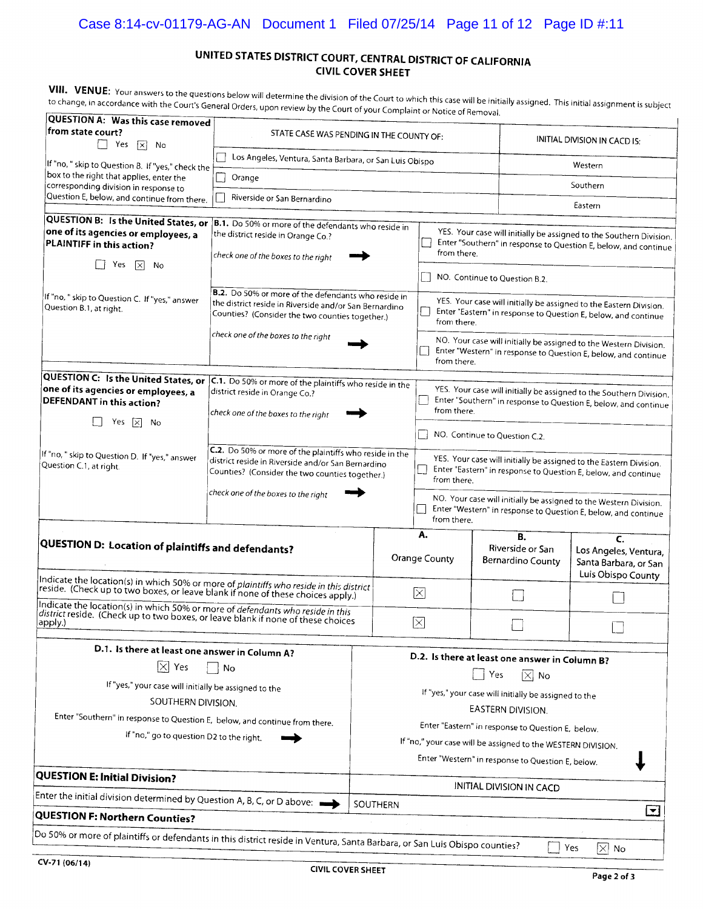## UNITED STATES DISTRICT COURT, CENTRAL DISTRICT OF CALIFORNIA
## CIVIL COVER SHEET

**VIII. VENUE:** Your answers to the questions below will determine the division of the Court to which this case will be initially assigned. This initial assignment is subject to change, in accordance with the Court's General Orders, upon review by the Court of your Complaint or Notice of Removal.

| **QUESTION A: Was this case removed from state court?** ☐ Yes ☒ No | STATE CASE WAS PENDING IN THE COUNTY OF: | INITIAL DIVISION IN CACD IS: |
|---|---|---|
| If "no," skip to Question B. If "yes," check the box to the right that applies, enter the corresponding division in response to Question E, below, and continue from there. | ☐ Los Angeles, Ventura, Santa Barbara, or San Luis Obispo | Western |
| | ☐ Orange | Southern |
| | ☐ Riverside or San Bernardino | Eastern |

| **QUESTION B: Is the United States, or one of its agencies or employees, a PLAINTIFF in this action?** ☐ Yes ☒ No | | |
|---|---|---|
| If "no," skip to Question C. If "yes," answer Question B.1, at right. | **B.1.** Do 50% or more of the defendants who reside in the district reside in Orange Co.? *check one of the boxes to the right* → | ☐ YES. Your case will initially be assigned to the Southern Division. Enter "Southern" in response to Question E, below, and continue from there. |
| | | ☐ NO. Continue to Question B.2. |
| | **B.2.** Do 50% or more of the defendants who reside in the district reside in Riverside and/or San Bernardino Counties? (Consider the two counties together.) *check one of the boxes to the right* → | ☐ YES. Your case will initially be assigned to the Eastern Division. Enter "Eastern" in response to Question E, below, and continue from there. |
| | | ☐ NO. Your case will initially be assigned to the Western Division. Enter "Western" in response to Question E, below, and continue from there. |

| **QUESTION C: Is the United States, or one of its agencies or employees, a DEFENDANT in this action?** ☐ Yes ☒ No | | |
|---|---|---|
| If "no," skip to Question D. If "yes," answer Question C.1, at right. | **C.1.** Do 50% or more of the plaintiffs who reside in the district reside in Orange Co.? *check one of the boxes to the right* → | ☐ YES. Your case will initially be assigned to the Southern Division. Enter "Southern" in response to Question E, below, and continue from there. |
| | | ☐ NO. Continue to Question C.2. |
| | **C.2.** Do 50% or more of the plaintiffs who reside in the district reside in Riverside and/or San Bernardino Counties? (Consider the two counties together.) *check one of the boxes to the right* → | ☐ YES. Your case will initially be assigned to the Eastern Division. Enter "Eastern" in response to Question E, below, and continue from there. |
| | | ☐ NO. Your case will initially be assigned to the Western Division. Enter "Western" in response to Question E, below, and continue from there. |

| **QUESTION D: Location of plaintiffs and defendants?** | A. Orange County | B. Riverside or San Bernardino County | C. Los Angeles, Ventura, Santa Barbara, or San Luis Obispo County |
|---|---|---|---|
| Indicate the location(s) in which 50% or more of *plaintiffs who reside in this district* reside. (Check up to two boxes, or leave blank if none of these choices apply.) | ☒ | ☐ | ☐ |
| Indicate the location(s) in which 50% or more of *defendants who reside in this district* reside. (Check up to two boxes, or leave blank if none of these choices apply.) | ☒ | ☐ | ☐ |

| **D.1. Is there at least one answer in Column A?** | **D.2. Is there at least one answer in Column B?** |
|---|---|
| ☒ Yes ☐ No | ☐ Yes ☒ No |
| If "yes," your case will initially be assigned to the SOUTHERN DIVISION. | If "yes," your case will initially be assigned to the EASTERN DIVISION. |
| Enter "Southern" in response to Question E, below, and continue from there. | Enter "Eastern" in response to Question E, below. |
| If "no," go to question D2 to the right. → | If "no," your case will be assigned to the WESTERN DIVISION. Enter "Western" in response to Question E, below. ↓ |

| **QUESTION E: Initial Division?** | INITIAL DIVISION IN CACD |
|---|---|
| Enter the initial division determined by Question A, B, C, or D above: → | SOUTHERN |

**QUESTION F: Northern Counties?**

Do 50% or more of plaintiffs or defendants in this district reside in Ventura, Santa Barbara, or San Luis Obispo counties? ☐ Yes ☒ No

CV-71 (06/14) CIVIL COVER SHEET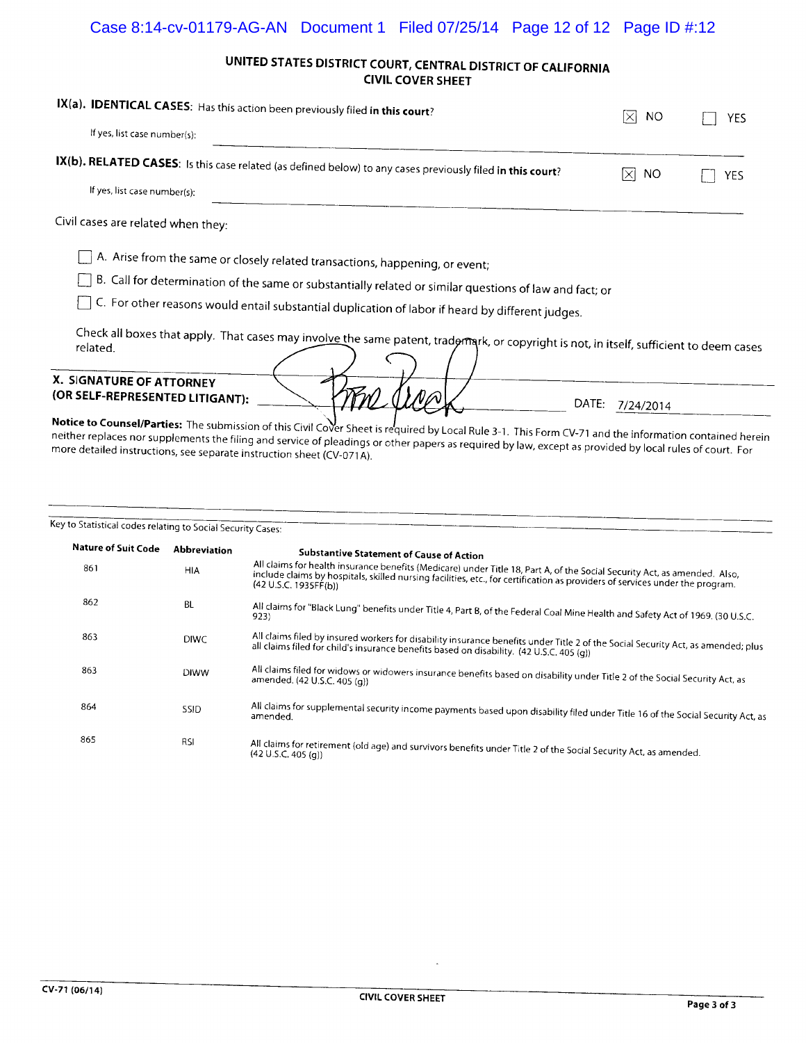## UNITED STATES DISTRICT COURT, CENTRAL DISTRICT OF CALIFORNIA
## CIVIL COVER SHEET

**IX(a). IDENTICAL CASES:** Has this action been previously filed **in this court**? ☒ NO ☐ YES

If yes, list case number(s): ______________________

**IX(b). RELATED CASES:** Is this case related (as defined below) to any cases previously filed **in this court**? ☒ NO ☐ YES

If yes, list case number(s): ______________________

Civil cases are related when they:

☐ A. Arise from the same or closely related transactions, happening, or event;

☐ B. Call for determination of the same or substantially related or similar questions of law and fact; or

☐ C. For other reasons would entail substantial duplication of labor if heard by different judges.

Check all boxes that apply. That cases may involve the same patent, trademark, or copyright is not, in itself, sufficient to deem cases related.

**X. SIGNATURE OF ATTORNEY (OR SELF-REPRESENTED LITIGANT):** ______________________ DATE: 7/24/2014

**Notice to Counsel/Parties:** The submission of this Civil Cover Sheet is required by Local Rule 3-1. This Form CV-71 and the information contained herein neither replaces nor supplements the filing and service of pleadings or other papers as required by law, except as provided by local rules of court. For more detailed instructions, see separate instruction sheet (CV-071A).

Key to Statistical codes relating to Social Security Cases:

| Nature of Suit Code | Abbreviation | Substantive Statement of Cause of Action |
|---|---|---|
| 861 | HIA | All claims for health insurance benefits (Medicare) under Title 18, Part A, of the Social Security Act, as amended. Also, include claims by hospitals, skilled nursing facilities, etc., for certification as providers of services under the program. (42 U.S.C. 1935FF(b)) |
| 862 | BL | All claims for "Black Lung" benefits under Title 4, Part B, of the Federal Coal Mine Health and Safety Act of 1969. (30 U.S.C. 923) |
| 863 | DIWC | All claims filed by insured workers for disability insurance benefits under Title 2 of the Social Security Act, as amended; plus all claims filed for child's insurance benefits based on disability. (42 U.S.C. 405 (g)) |
| 863 | DIWW | All claims filed for widows or widowers insurance benefits based on disability under Title 2 of the Social Security Act, as amended. (42 U.S.C. 405 (g)) |
| 864 | SSID | All claims for supplemental security income payments based upon disability filed under Title 16 of the Social Security Act, as amended. |
| 865 | RSI | All claims for retirement (old age) and survivors benefits under Title 2 of the Social Security Act, as amended. (42 U.S.C. 405 (g)) |

CV-71 (06/14) CIVIL COVER SHEET